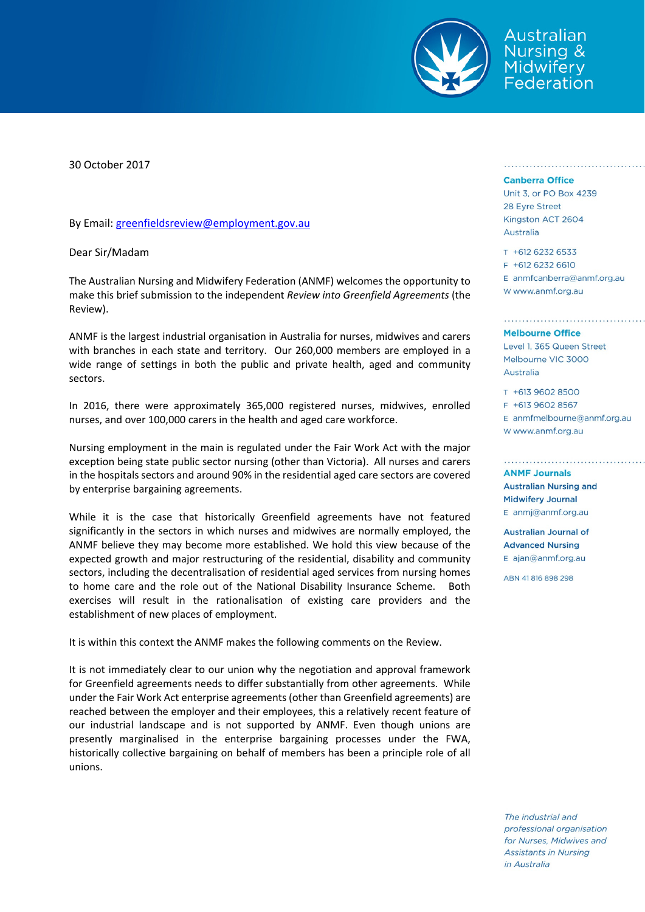Australian Nursing & Midwifery Federation

30 October 2017

By Email: greenfieldsreview@employment.gov.au

Dear Sir/Madam

The Australian Nursing and Midwifery Federation (ANMF) welcomes the opportunity to make this brief submission to the independent *Review into Greenfield Agreements* (the Review).

ANMF is the largest industrial organisation in Australia for nurses, midwives and carers with branches in each state and territory. Our 260,000 members are employed in a wide range of settings in both the public and private health, aged and community sectors.

In 2016, there were approximately 365,000 registered nurses, midwives, enrolled nurses, and over 100,000 carers in the health and aged care workforce.

Nursing employment in the main is regulated under the Fair Work Act with the major exception being state public sector nursing (other than Victoria). All nurses and carers in the hospitals sectors and around 90% in the residential aged care sectors are covered by enterprise bargaining agreements.

While it is the case that historically Greenfield agreements have not featured significantly in the sectors in which nurses and midwives are normally employed, the ANMF believe they may become more established. We hold this view because of the expected growth and major restructuring of the residential, disability and community sectors, including the decentralisation of residential aged services from nursing homes to home care and the role out of the National Disability Insurance Scheme. Both exercises will result in the rationalisation of existing care providers and the establishment of new places of employment.

It is within this context the ANMF makes the following comments on the Review.

It is not immediately clear to our union why the negotiation and approval framework for Greenfield agreements needs to differ substantially from other agreements. While under the Fair Work Act enterprise agreements (other than Greenfield agreements) are reached between the employer and their employees, this a relatively recent feature of our industrial landscape and is not supported by ANMF. Even though unions are presently marginalised in the enterprise bargaining processes under the FWA, historically collective bargaining on behalf of members has been a principle role of all unions.

**Canberra Office**
Unit 3, or PO Box 4239
28 Eyre Street
Kingston ACT 2604
Australia

T +612 6232 6533
F +612 6232 6610
E anmfcanberra@anmf.org.au
W www.anmf.org.au

**Melbourne Office**
Level 1, 365 Queen Street
Melbourne VIC 3000
Australia

T +613 9602 8500
F +613 9602 8567
E anmfmelbourne@anmf.org.au
W www.anmf.org.au

**ANMF Journals**

**Australian Nursing and Midwifery Journal**
E anmj@anmf.org.au

**Australian Journal of Advanced Nursing**
E ajan@anmf.org.au

ABN 41 816 898 298

*The industrial and professional organisation for Nurses, Midwives and Assistants in Nursing in Australia*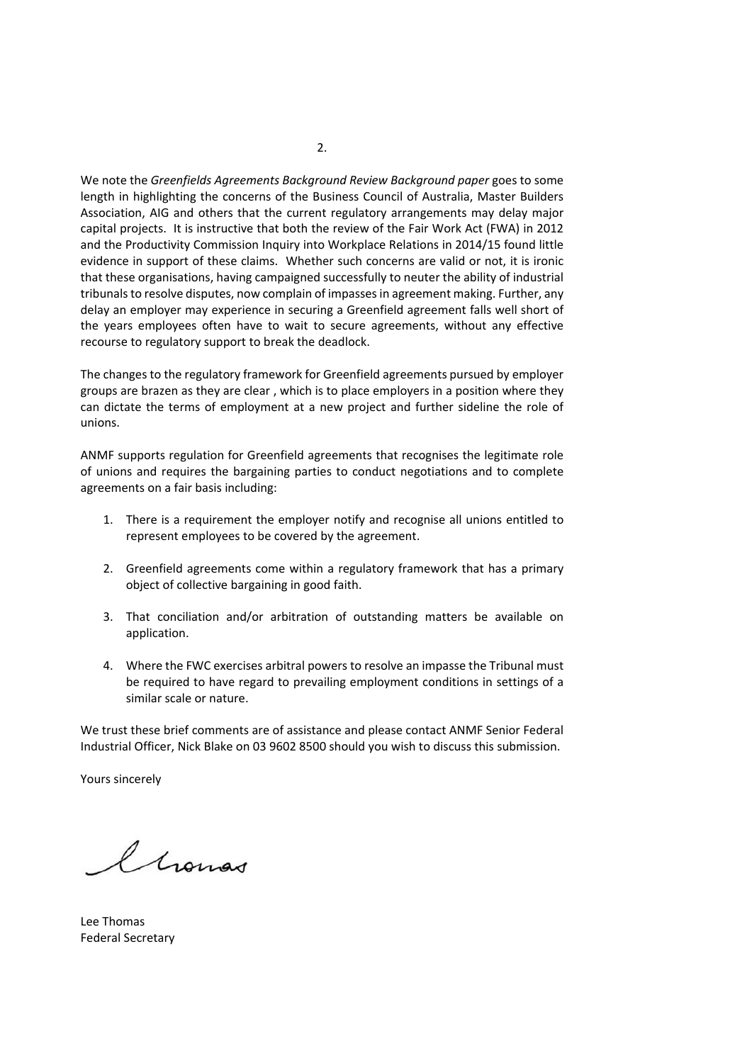We note the *Greenfields Agreements Background Review Background paper* goes to some length in highlighting the concerns of the Business Council of Australia, Master Builders Association, AIG and others that the current regulatory arrangements may delay major capital projects. It is instructive that both the review of the Fair Work Act (FWA) in 2012 and the Productivity Commission Inquiry into Workplace Relations in 2014/15 found little evidence in support of these claims. Whether such concerns are valid or not, it is ironic that these organisations, having campaigned successfully to neuter the ability of industrial tribunals to resolve disputes, now complain of impasses in agreement making. Further, any delay an employer may experience in securing a Greenfield agreement falls well short of the years employees often have to wait to secure agreements, without any effective recourse to regulatory support to break the deadlock.

The changes to the regulatory framework for Greenfield agreements pursued by employer groups are brazen as they are clear , which is to place employers in a position where they can dictate the terms of employment at a new project and further sideline the role of unions.

ANMF supports regulation for Greenfield agreements that recognises the legitimate role of unions and requires the bargaining parties to conduct negotiations and to complete agreements on a fair basis including:

1. There is a requirement the employer notify and recognise all unions entitled to represent employees to be covered by the agreement.

2. Greenfield agreements come within a regulatory framework that has a primary object of collective bargaining in good faith.

3. That conciliation and/or arbitration of outstanding matters be available on application.

4. Where the FWC exercises arbitral powers to resolve an impasse the Tribunal must be required to have regard to prevailing employment conditions in settings of a similar scale or nature.

We trust these brief comments are of assistance and please contact ANMF Senior Federal Industrial Officer, Nick Blake on 03 9602 8500 should you wish to discuss this submission.

Yours sincerely

Lee Thomas
Federal Secretary